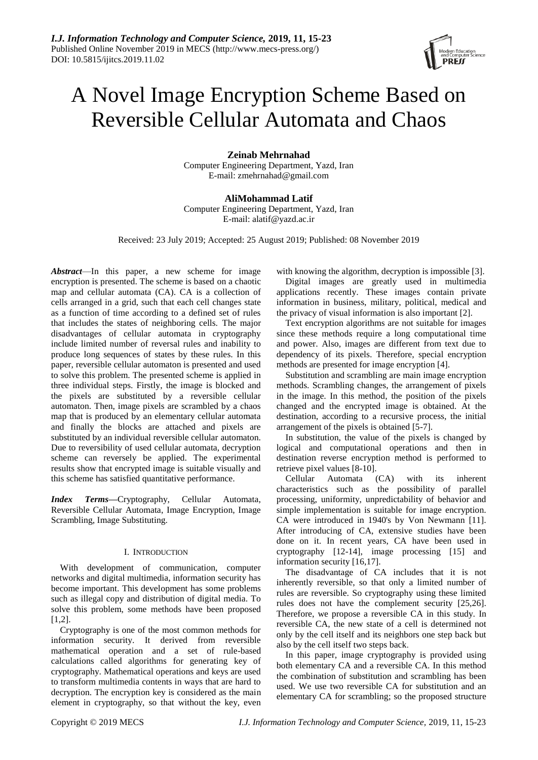# A Novel Image Encryption Scheme Based on Reversible Cellular Automata and Chaos

**Zeinab Mehrnahad**
Computer Engineering Department, Yazd, Iran
E-mail: zmehrnahad@gmail.com

**AliMohammad Latif**
Computer Engineering Department, Yazd, Iran
E-mail: alatif@yazd.ac.ir

Received: 23 July 2019; Accepted: 25 August 2019; Published: 08 November 2019

***Abstract***—In this paper, a new scheme for image encryption is presented. The scheme is based on a chaotic map and cellular automata (CA). CA is a collection of cells arranged in a grid, such that each cell changes state as a function of time according to a defined set of rules that includes the states of neighboring cells. The major disadvantages of cellular automata in cryptography include limited number of reversal rules and inability to produce long sequences of states by these rules. In this paper, reversible cellular automaton is presented and used to solve this problem. The presented scheme is applied in three individual steps. Firstly, the image is blocked and the pixels are substituted by a reversible cellular automaton. Then, image pixels are scrambled by a chaos map that is produced by an elementary cellular automata and finally the blocks are attached and pixels are substituted by an individual reversible cellular automaton. Due to reversibility of used cellular automata, decryption scheme can reversely be applied. The experimental results show that encrypted image is suitable visually and this scheme has satisfied quantitative performance.

***Index Terms***—Cryptography, Cellular Automata, Reversible Cellular Automata, Image Encryption, Image Scrambling, Image Substituting.

## I. Introduction

With development of communication, computer networks and digital multimedia, information security has become important. This development has some problems such as illegal copy and distribution of digital media. To solve this problem, some methods have been proposed [1,2].

Cryptography is one of the most common methods for information security. It derived from reversible mathematical operation and a set of rule-based calculations called algorithms for generating key of cryptography. Mathematical operations and keys are used to transform multimedia contents in ways that are hard to decryption. The encryption key is considered as the main element in cryptography, so that without the key, even with knowing the algorithm, decryption is impossible [3].

Digital images are greatly used in multimedia applications recently. These images contain private information in business, military, political, medical and the privacy of visual information is also important [2].

Text encryption algorithms are not suitable for images since these methods require a long computational time and power. Also, images are different from text due to dependency of its pixels. Therefore, special encryption methods are presented for image encryption [4].

Substitution and scrambling are main image encryption methods. Scrambling changes, the arrangement of pixels in the image. In this method, the position of the pixels changed and the encrypted image is obtained. At the destination, according to a recursive process, the initial arrangement of the pixels is obtained [5-7].

In substitution, the value of the pixels is changed by logical and computational operations and then in destination reverse encryption method is performed to retrieve pixel values [8-10].

Cellular Automata (CA) with its inherent characteristics such as the possibility of parallel processing, uniformity, unpredictability of behavior and simple implementation is suitable for image encryption. CA were introduced in 1940's by Von Newmann [11]. After introducing of CA, extensive studies have been done on it. In recent years, CA have been used in cryptography [12-14], image processing [15] and information security [16,17].

The disadvantage of CA includes that it is not inherently reversible, so that only a limited number of rules are reversible. So cryptography using these limited rules does not have the complement security [25,26]. Therefore, we propose a reversible CA in this study. In reversible CA, the new state of a cell is determined not only by the cell itself and its neighbors one step back but also by the cell itself two steps back.

In this paper, image cryptography is provided using both elementary CA and a reversible CA. In this method the combination of substitution and scrambling has been used. We use two reversible CA for substitution and an elementary CA for scrambling; so the proposed structure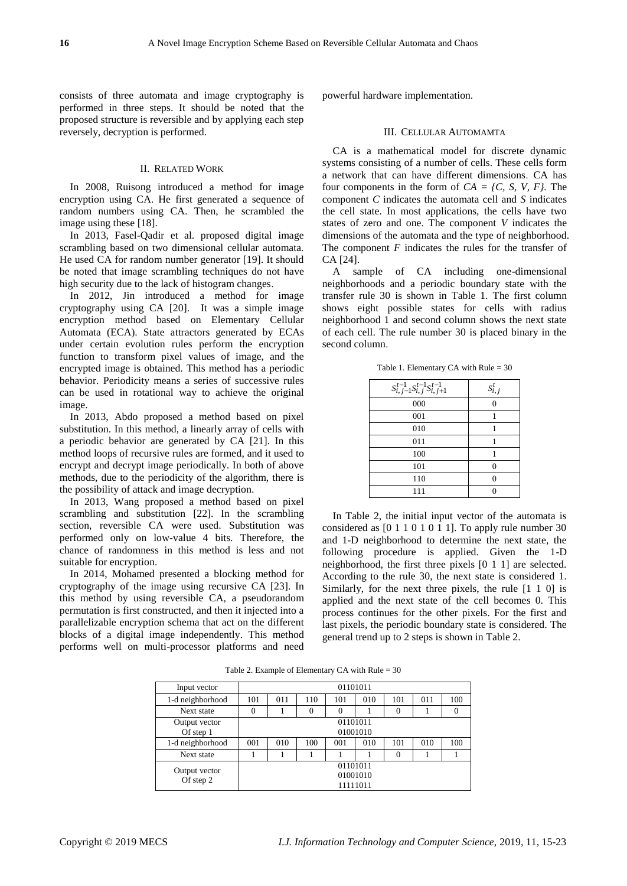consists of three automata and image cryptography is performed in three steps. It should be noted that the proposed structure is reversible and by applying each step reversely, decryption is performed.

## II. Related Work

In 2008, Ruisong introduced a method for image encryption using CA. He first generated a sequence of random numbers using CA. Then, he scrambled the image using these [18].

In 2013, Fasel-Qadir et al. proposed digital image scrambling based on two dimensional cellular automata. He used CA for random number generator [19]. It should be noted that image scrambling techniques do not have high security due to the lack of histogram changes.

In 2012, Jin introduced a method for image cryptography using CA [20]. It was a simple image encryption method based on Elementary Cellular Automata (ECA). State attractors generated by ECAs under certain evolution rules perform the encryption function to transform pixel values of image, and the encrypted image is obtained. This method has a periodic behavior. Periodicity means a series of successive rules can be used in rotational way to achieve the original image.

In 2013, Abdo proposed a method based on pixel substitution. In this method, a linearly array of cells with a periodic behavior are generated by CA [21]. In this method loops of recursive rules are formed, and it used to encrypt and decrypt image periodically. In both of above methods, due to the periodicity of the algorithm, there is the possibility of attack and image decryption.

In 2013, Wang proposed a method based on pixel scrambling and substitution [22]. In the scrambling section, reversible CA were used. Substitution was performed only on low-value 4 bits. Therefore, the chance of randomness in this method is less and not suitable for encryption.

In 2014, Mohamed presented a blocking method for cryptography of the image using recursive CA [23]. In this method by using reversible CA, a pseudorandom permutation is first constructed, and then it injected into a parallelizable encryption schema that act on the different blocks of a digital image independently. This method performs well on multi-processor platforms and need powerful hardware implementation.

## III. Cellular Automamta

CA is a mathematical model for discrete dynamic systems consisting of a number of cells. These cells form a network that can have different dimensions. CA has four components in the form of $CA = \{C, S, V, F\}$. The component $C$ indicates the automata cell and $S$ indicates the cell state. In most applications, the cells have two states of zero and one. The component $V$ indicates the dimensions of the automata and the type of neighborhood. The component $F$ indicates the rules for the transfer of CA [24].

A sample of CA including one-dimensional neighborhoods and a periodic boundary state with the transfer rule 30 is shown in Table 1. The first column shows eight possible states for cells with radius neighborhood 1 and second column shows the next state of each cell. The rule number 30 is placed binary in the second column.

Table 1. Elementary CA with Rule = 30

| $S_{i,j-1}^{t-1} S_{i,j}^{t-1} S_{i,j+1}^{t-1}$ | $S_{i,j}^{t}$ |
|---|---|
| 000 | 0 |
| 001 | 1 |
| 010 | 1 |
| 011 | 1 |
| 100 | 1 |
| 101 | 0 |
| 110 | 0 |
| 111 | 0 |

In Table 2, the initial input vector of the automata is considered as [0 1 1 0 1 0 1 1]. To apply rule number 30 and 1-D neighborhood to determine the next state, the following procedure is applied. Given the 1-D neighborhood, the first three pixels [0 1 1] are selected. According to the rule 30, the next state is considered 1. Similarly, for the next three pixels, the rule [1 1 0] is applied and the next state of the cell becomes 0. This process continues for the other pixels. For the first and last pixels, the periodic boundary state is considered. The general trend up to 2 steps is shown in Table 2.

Table 2. Example of Elementary CA with Rule = 30

| Input vector | 01101011 | | | | | | | |
|---|---|---|---|---|---|---|---|---|
| 1-d neighborhood | 101 | 011 | 110 | 101 | 010 | 101 | 011 | 100 |
| Next state | 0 | 1 | 0 | 0 | 1 | 0 | 1 | 0 |
| Output vector Of step 1 | 01101011 01001010 | | | | | | | |
| 1-d neighborhood | 001 | 010 | 100 | 001 | 010 | 101 | 010 | 100 |
| Next state | 1 | 1 | 1 | 1 | 1 | 0 | 1 | 1 |
| Output vector Of step 2 | 01101011 01001010 11111011 | | | | | | | |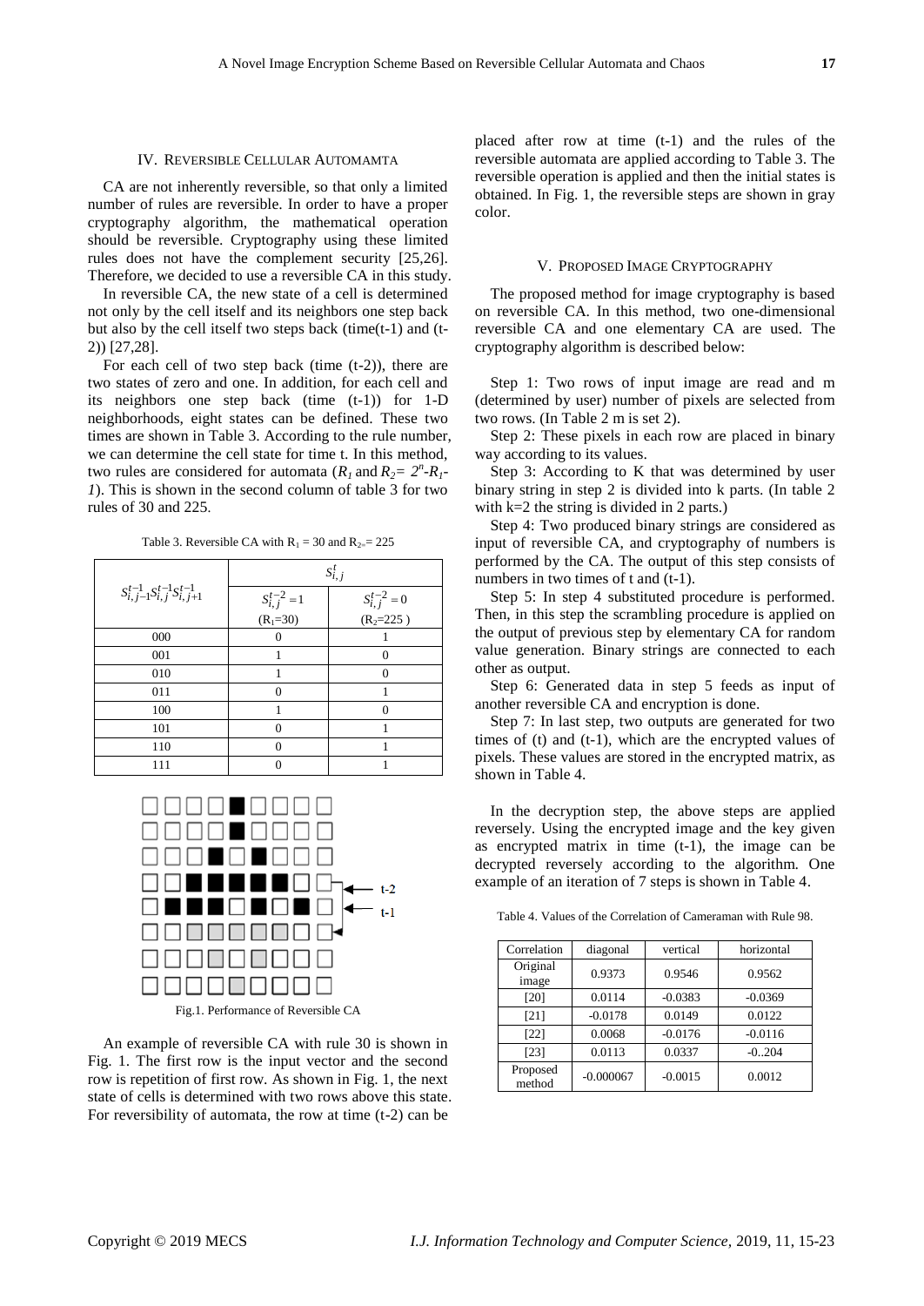## IV. Reversible Cellular Automamta

CA are not inherently reversible, so that only a limited number of rules are reversible. In order to have a proper cryptography algorithm, the mathematical operation should be reversible. Cryptography using these limited rules does not have the complement security [25,26]. Therefore, we decided to use a reversible CA in this study.

In reversible CA, the new state of a cell is determined not only by the cell itself and its neighbors one step back but also by the cell itself two steps back (time(t-1) and (t-2)) [27,28].

For each cell of two step back (time (t-2)), there are two states of zero and one. In addition, for each cell and its neighbors one step back (time (t-1)) for 1-D neighborhoods, eight states can be defined. These two times are shown in Table 3. According to the rule number, we can determine the cell state for time t. In this method, two rules are considered for automata ($R_1$ and $R_2= 2^n-R_1-1$). This is shown in the second column of table 3 for two rules of 30 and 225.

Table 3. Reversible CA with $R_1 = 30$ and $R_2 = 225$

| $S_{i,j-1}^{t-1}S_{i,j}^{t-1}S_{i,j+1}^{t-1}$ | $S_{i,j}^{t}$ | |
|---|---|---|
| | $S_{i,j}^{t-2}=1$ ($R_1$=30) | $S_{i,j}^{t-2}=0$ ($R_2$=225) |
| 000 | 0 | 1 |
| 001 | 1 | 0 |
| 010 | 1 | 0 |
| 011 | 0 | 1 |
| 100 | 1 | 0 |
| 101 | 0 | 1 |
| 110 | 0 | 1 |
| 111 | 0 | 1 |

Fig.1. Performance of Reversible CA

An example of reversible CA with rule 30 is shown in Fig. 1. The first row is the input vector and the second row is repetition of first row. As shown in Fig. 1, the next state of cells is determined with two rows above this state. For reversibility of automata, the row at time (t-2) can be placed after row at time (t-1) and the rules of the reversible automata are applied according to Table 3. The reversible operation is applied and then the initial states is obtained. In Fig. 1, the reversible steps are shown in gray color.

## V. Proposed Image Cryptography

The proposed method for image cryptography is based on reversible CA. In this method, two one-dimensional reversible CA and one elementary CA are used. The cryptography algorithm is described below:

Step 1: Two rows of input image are read and m (determined by user) number of pixels are selected from two rows. (In Table 2 m is set 2).

Step 2: These pixels in each row are placed in binary way according to its values.

Step 3: According to K that was determined by user binary string in step 2 is divided into k parts. (In table 2 with k=2 the string is divided in 2 parts.)

Step 4: Two produced binary strings are considered as input of reversible CA, and cryptography of numbers is performed by the CA. The output of this step consists of numbers in two times of t and (t-1).

Step 5: In step 4 substituted procedure is performed. Then, in this step the scrambling procedure is applied on the output of previous step by elementary CA for random value generation. Binary strings are connected to each other as output.

Step 6: Generated data in step 5 feeds as input of another reversible CA and encryption is done.

Step 7: In last step, two outputs are generated for two times of (t) and (t-1), which are the encrypted values of pixels. These values are stored in the encrypted matrix, as shown in Table 4.

In the decryption step, the above steps are applied reversely. Using the encrypted image and the key given as encrypted matrix in time (t-1), the image can be decrypted reversely according to the algorithm. One example of an iteration of 7 steps is shown in Table 4.

Table 4. Values of the Correlation of Cameraman with Rule 98.

| Correlation | diagonal | vertical | horizontal |
|---|---|---|---|
| Original image | 0.9373 | 0.9546 | 0.9562 |
| [20] | 0.0114 | -0.0383 | -0.0369 |
| [21] | -0.0178 | 0.0149 | 0.0122 |
| [22] | 0.0068 | -0.0176 | -0.0116 |
| [23] | 0.0113 | 0.0337 | -0..204 |
| Proposed method | -0.000067 | -0.0015 | 0.0012 |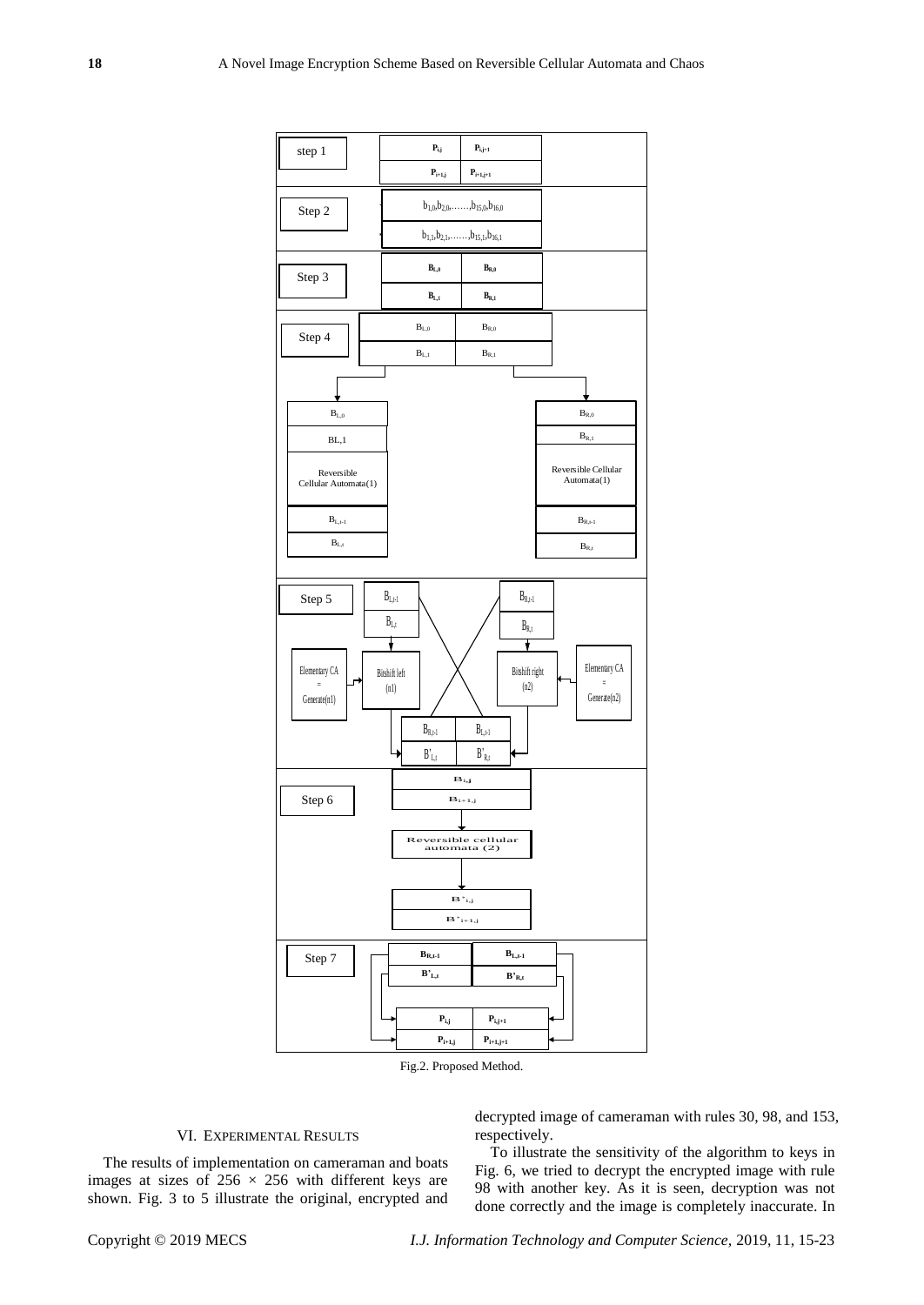Fig.2. Proposed Method.

## VI. Experimental Results

The results of implementation on cameraman and boats images at sizes of $256 \times 256$ with different keys are shown. Fig. 3 to 5 illustrate the original, encrypted and decrypted image of cameraman with rules 30, 98, and 153, respectively.

To illustrate the sensitivity of the algorithm to keys in Fig. 6, we tried to decrypt the encrypted image with rule 98 with another key. As it is seen, decryption was not done correctly and the image is completely inaccurate. In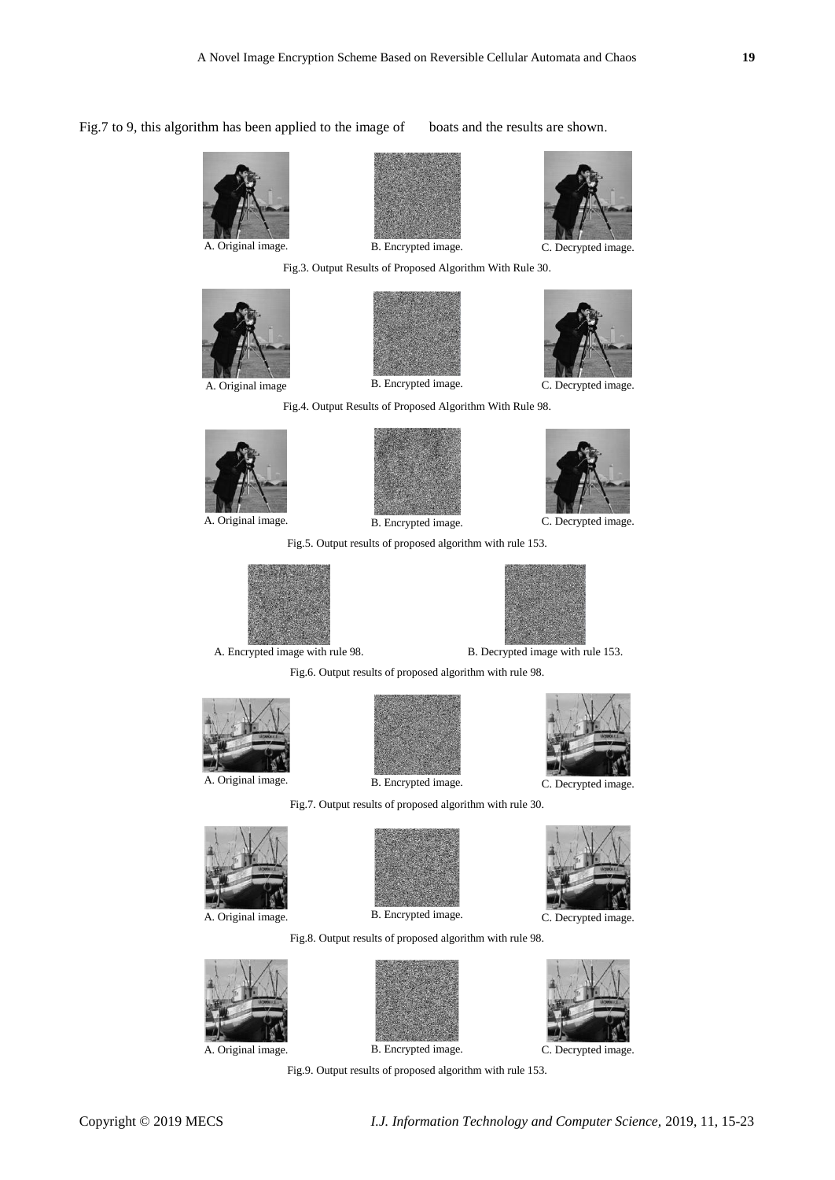Fig.7 to 9, this algorithm has been applied to the image of boats and the results are shown.

A. Original image. B. Encrypted image. C. Decrypted image.

Fig.3. Output Results of Proposed Algorithm With Rule 30.

A. Original image B. Encrypted image. C. Decrypted image.

Fig.4. Output Results of Proposed Algorithm With Rule 98.

A. Original image. B. Encrypted image. C. Decrypted image.

Fig.5. Output results of proposed algorithm with rule 153.

A. Encrypted image with rule 98. B. Decrypted image with rule 153.

Fig.6. Output results of proposed algorithm with rule 98.

A. Original image. B. Encrypted image. C. Decrypted image.

Fig.7. Output results of proposed algorithm with rule 30.

A. Original image. B. Encrypted image. C. Decrypted image.

Fig.8. Output results of proposed algorithm with rule 98.

A. Original image. B. Encrypted image. C. Decrypted image.

Fig.9. Output results of proposed algorithm with rule 153.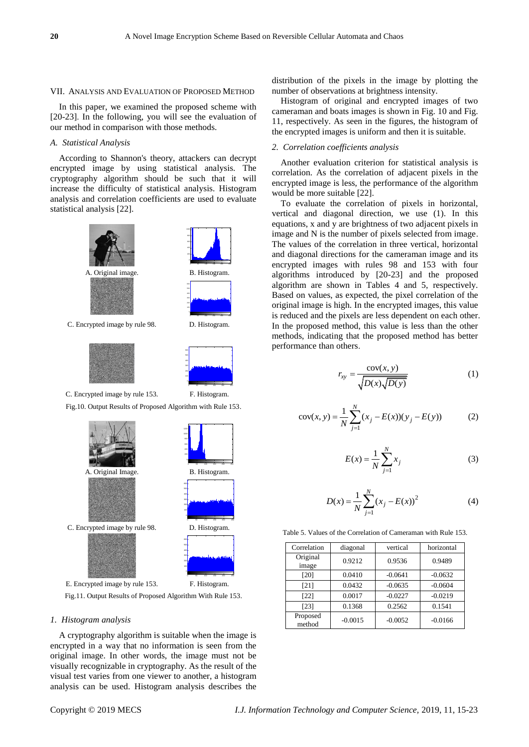## VII. Analysis and Evaluation of Proposed Method

In this paper, we examined the proposed scheme with [20-23]. In the following, you will see the evaluation of our method in comparison with those methods.

### *A. Statistical Analysis*

According to Shannon's theory, attackers can decrypt encrypted image by using statistical analysis. The cryptography algorithm should be such that it will increase the difficulty of statistical analysis. Histogram analysis and correlation coefficients are used to evaluate statistical analysis [22].

A. Original image. B. Histogram.

C. Encrypted image by rule 98. D. Histogram.

C. Encrypted image by rule 153. F. Histogram.

Fig.10. Output Results of Proposed Algorithm with Rule 153.

A. Original Image. B. Histogram.

C. Encrypted image by rule 98. D. Histogram.

E. Encrypted image by rule 153. F. Histogram.

Fig.11. Output Results of Proposed Algorithm With Rule 153.

#### *1. Histogram analysis*

A cryptography algorithm is suitable when the image is encrypted in a way that no information is seen from the original image. In other words, the image must not be visually recognizable in cryptography. As the result of the visual test varies from one viewer to another, a histogram analysis can be used. Histogram analysis describes the distribution of the pixels in the image by plotting the number of observations at brightness intensity.

Histogram of original and encrypted images of two cameraman and boats images is shown in Fig. 10 and Fig. 11, respectively. As seen in the figures, the histogram of the encrypted images is uniform and then it is suitable.

#### *2. Correlation coefficients analysis*

Another evaluation criterion for statistical analysis is correlation. As the correlation of adjacent pixels in the encrypted image is less, the performance of the algorithm would be more suitable [22].

To evaluate the correlation of pixels in horizontal, vertical and diagonal direction, we use (1). In this equations, x and y are brightness of two adjacent pixels in image and N is the number of pixels selected from image. The values of the correlation in three vertical, horizontal and diagonal directions for the cameraman image and its encrypted images with rules 98 and 153 with four algorithms introduced by [20-23] and the proposed algorithm are shown in Tables 4 and 5, respectively. Based on values, as expected, the pixel correlation of the original image is high. In the encrypted images, this value is reduced and the pixels are less dependent on each other. In the proposed method, this value is less than the other methods, indicating that the proposed method has better performance than others.

$$r_{xy} = \frac{\text{cov}(x,y)}{\sqrt{D(x)}\sqrt{D(y)}} \tag{1}$$

$$\text{cov}(x,y) = \frac{1}{N}\sum_{j=1}^{N}(x_j - E(x))(y_j - E(y)) \tag{2}$$

$$E(x) = \frac{1}{N}\sum_{j=1}^{N} x_j \tag{3}$$

$$D(x) = \frac{1}{N}\sum_{j=1}^{N}(x_j - E(x))^2 \tag{4}$$

Table 5. Values of the Correlation of Cameraman with Rule 153.

| Correlation | diagonal | vertical | horizontal |
|---|---|---|---|
| Original image | 0.9212 | 0.9536 | 0.9489 |
| [20] | 0.0410 | -0.0641 | -0.0632 |
| [21] | 0.0432 | -0.0635 | -0.0604 |
| [22] | 0.0017 | -0.0227 | -0.0219 |
| [23] | 0.1368 | 0.2562 | 0.1541 |
| Proposed method | -0.0015 | -0.0052 | -0.0166 |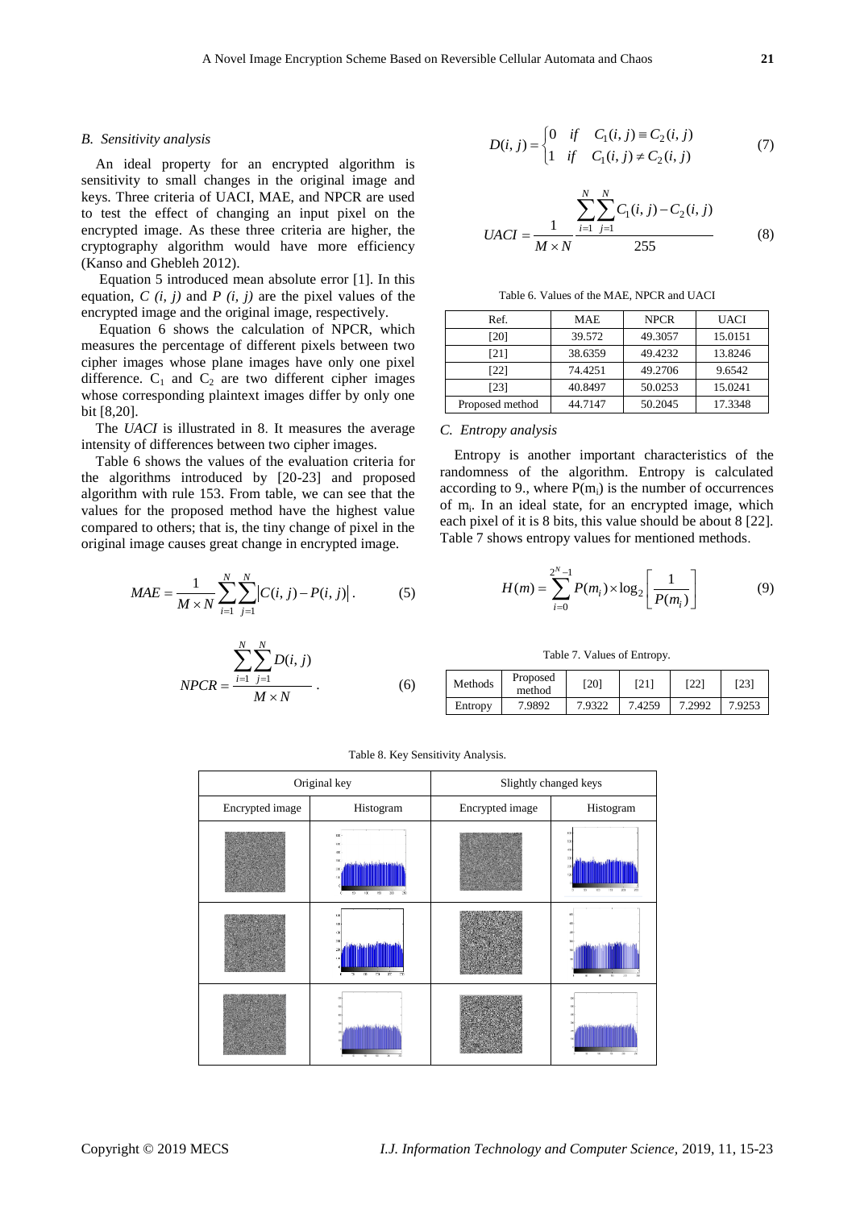### B. Sensitivity analysis

An ideal property for an encrypted algorithm is sensitivity to small changes in the original image and keys. Three criteria of UACI, MAE, and NPCR are used to test the effect of changing an input pixel on the encrypted image. As these three criteria are higher, the cryptography algorithm would have more efficiency (Kanso and Ghebleh 2012).

Equation 5 introduced mean absolute error [1]. In this equation, *C (i, j)* and *P (i, j)* are the pixel values of the encrypted image and the original image, respectively.

Equation 6 shows the calculation of NPCR, which measures the percentage of different pixels between two cipher images whose plane images have only one pixel difference. $C_1$ and $C_2$ are two different cipher images whose corresponding plaintext images differ by only one bit [8,20].

The *UACI* is illustrated in 8. It measures the average intensity of differences between two cipher images.

Table 6 shows the values of the evaluation criteria for the algorithms introduced by [20-23] and proposed algorithm with rule 153. From table, we can see that the values for the proposed method have the highest value compared to others; that is, the tiny change of pixel in the original image causes great change in encrypted image.

$$MAE = \frac{1}{M \times N} \sum_{i=1}^{N} \sum_{j=1}^{N} \left| C(i,j) - P(i,j) \right|. \tag{5}$$

$$NPCR = \frac{\sum_{i=1}^{N} \sum_{j=1}^{N} D(i,j)}{M \times N}. \tag{6}$$

$$D(i,j) = \begin{cases} 0 & if \quad C_1(i,j) \equiv C_2(i,j) \\ 1 & if \quad C_1(i,j) \neq C_2(i,j) \end{cases} \tag{7}$$

$$UACI = \frac{1}{M \times N} \frac{\sum_{i=1}^{N} \sum_{j=1}^{N} C_1(i,j) - C_2(i,j)}{255} \tag{8}$$

Table 6. Values of the MAE, NPCR and UACI

| Ref. | MAE | NPCR | UACI |
|---|---|---|---|
| [20] | 39.572 | 49.3057 | 15.0151 |
| [21] | 38.6359 | 49.4232 | 13.8246 |
| [22] | 74.4251 | 49.2706 | 9.6542 |
| [23] | 40.8497 | 50.0253 | 15.0241 |
| Proposed method | 44.7147 | 50.2045 | 17.3348 |

### C. Entropy analysis

Entropy is another important characteristics of the randomness of the algorithm. Entropy is calculated according to 9., where $P(m_i)$ is the number of occurrences of $m_i$. In an ideal state, for an encrypted image, which each pixel of it is 8 bits, this value should be about 8 [22]. Table 7 shows entropy values for mentioned methods.

$$H(m) = \sum_{i=0}^{2^N - 1} P(m_i) \times \log_2 \left[ \frac{1}{P(m_i)} \right] \tag{9}$$

Table 7. Values of Entropy.

| Methods | Proposed method | [20] | [21] | [22] | [23] |
|---|---|---|---|---|---|
| Entropy | 7.9892 | 7.9322 | 7.4259 | 7.2992 | 7.9253 |

Table 8. Key Sensitivity Analysis.

| Original key | | Slightly changed keys | |
|---|---|---|---|
| Encrypted image | Histogram | Encrypted image | Histogram |
| | | | |
| | | | |
| | | | |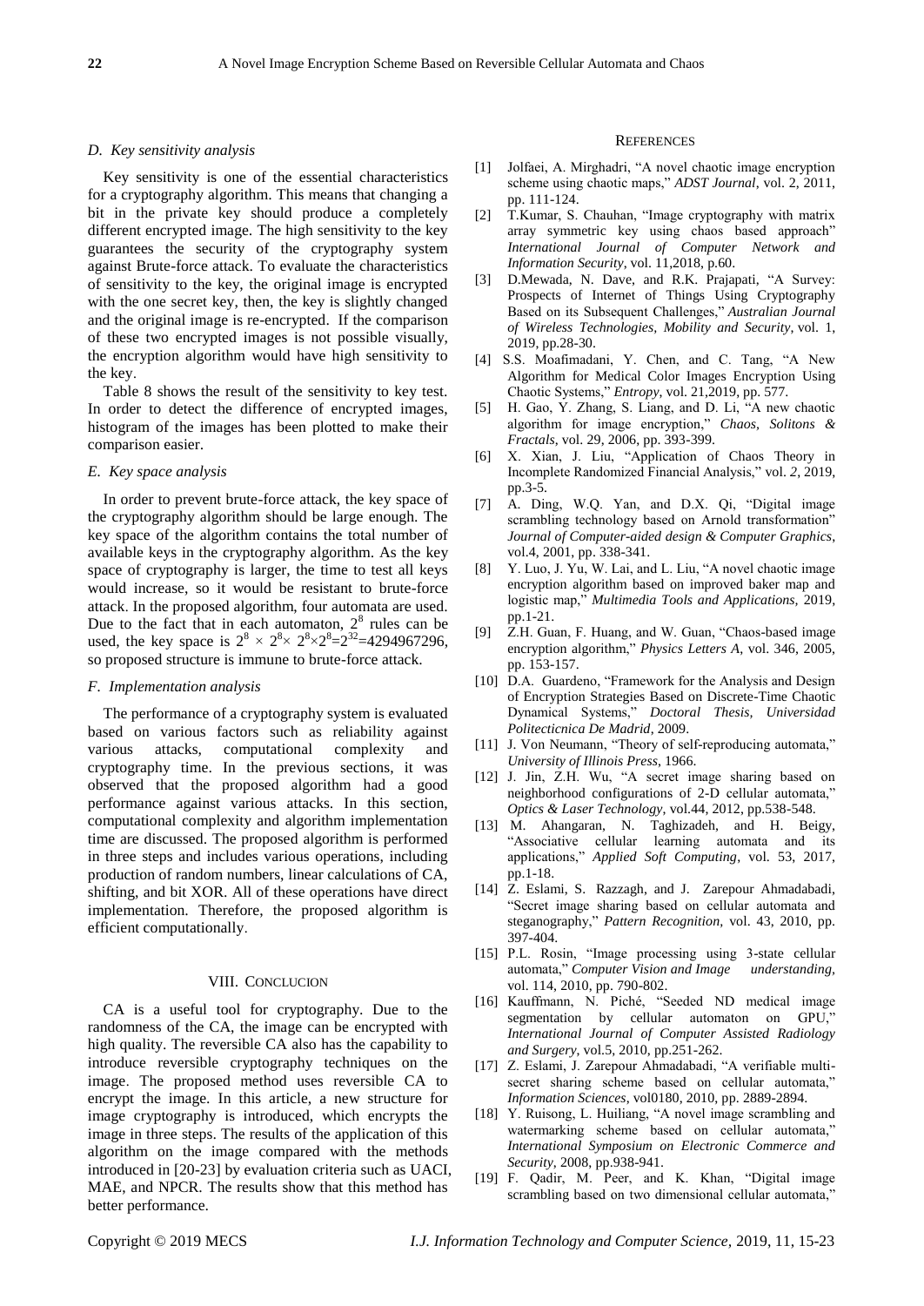### D. Key sensitivity analysis

Key sensitivity is one of the essential characteristics for a cryptography algorithm. This means that changing a bit in the private key should produce a completely different encrypted image. The high sensitivity to the key guarantees the security of the cryptography system against Brute-force attack. To evaluate the characteristics of sensitivity to the key, the original image is encrypted with the one secret key, then, the key is slightly changed and the original image is re-encrypted. If the comparison of these two encrypted images is not possible visually, the encryption algorithm would have high sensitivity to the key.

Table 8 shows the result of the sensitivity to key test. In order to detect the difference of encrypted images, histogram of the images has been plotted to make their comparison easier.

### E. Key space analysis

In order to prevent brute-force attack, the key space of the cryptography algorithm should be large enough. The key space of the algorithm contains the total number of available keys in the cryptography algorithm. As the key space of cryptography is larger, the time to test all keys would increase, so it would be resistant to brute-force attack. In the proposed algorithm, four automata are used. Due to the fact that in each automaton, $2^8$ rules can be used, the key space is $2^8 \times 2^8 \times 2^8 \times 2^8 = 2^{32} = 4294967296$, so proposed structure is immune to brute-force attack.

### F. Implementation analysis

The performance of a cryptography system is evaluated based on various factors such as reliability against various attacks, computational complexity and cryptography time. In the previous sections, it was observed that the proposed algorithm had a good performance against various attacks. In this section, computational complexity and algorithm implementation time are discussed. The proposed algorithm is performed in three steps and includes various operations, including production of random numbers, linear calculations of CA, shifting, and bit XOR. All of these operations have direct implementation. Therefore, the proposed algorithm is efficient computationally.

## VIII. Conclucion

CA is a useful tool for cryptography. Due to the randomness of the CA, the image can be encrypted with high quality. The reversible CA also has the capability to introduce reversible cryptography techniques on the image. The proposed method uses reversible CA to encrypt the image. In this article, a new structure for image cryptography is introduced, which encrypts the image in three steps. The results of the application of this algorithm on the image compared with the methods introduced in [20-23] by evaluation criteria such as UACI, MAE, and NPCR. The results show that this method has better performance.

## References

[1] Jolfaei, A. Mirghadri, "A novel chaotic image encryption scheme using chaotic maps," *ADST Journal*, vol. 2, 2011, pp. 111-124.

[2] T.Kumar, S. Chauhan, "Image cryptography with matrix array symmetric key using chaos based approach" *International Journal of Computer Network and Information Security*, vol. 11,2018, p.60.

[3] D.Mewada, N. Dave, and R.K. Prajapati, "A Survey: Prospects of Internet of Things Using Cryptography Based on its Subsequent Challenges," *Australian Journal of Wireless Technologies, Mobility and Security*, vol. 1, 2019, pp.28-30.

[4] S.S. Moafimadani, Y. Chen, and C. Tang, "A New Algorithm for Medical Color Images Encryption Using Chaotic Systems," *Entropy*, vol. 21,2019, pp. 577.

[5] H. Gao, Y. Zhang, S. Liang, and D. Li, "A new chaotic algorithm for image encryption," *Chaos, Solitons & Fractals*, vol. 29, 2006, pp. 393-399.

[6] X. Xian, J. Liu, "Application of Chaos Theory in Incomplete Randomized Financial Analysis," vol. *2*, 2019, pp.3-5.

[7] A. Ding, W.Q. Yan, and D.X. Qi, "Digital image scrambling technology based on Arnold transformation" *Journal of Computer-aided design & Computer Graphics*, vol.4, 2001, pp. 338-341.

[8] Y. Luo, J. Yu, W. Lai, and L. Liu, "A novel chaotic image encryption algorithm based on improved baker map and logistic map," *Multimedia Tools and Applications,* 2019, pp.1-21.

[9] Z.H. Guan, F. Huang, and W. Guan, "Chaos-based image encryption algorithm," *Physics Letters A*, vol. 346, 2005, pp. 153-157.

[10] D.A. Guardeno, "Framework for the Analysis and Design of Encryption Strategies Based on Discrete-Time Chaotic Dynamical Systems," *Doctoral Thesis, Universidad Politecticnica De Madrid*, 2009.

[11] J. Von Neumann, "Theory of self-reproducing automata," *University of Illinois Press*, 1966.

[12] J. Jin, Z.H. Wu, "A secret image sharing based on neighborhood configurations of 2-D cellular automata," *Optics & Laser Technology*, vol.44, 2012, pp.538-548.

[13] M. Ahangaran, N. Taghizadeh, and H. Beigy, "Associative cellular learning automata and its applications," *Applied Soft Computing*, vol. 53, 2017, pp.1-18.

[14] Z. Eslami, S. Razzagh, and J. Zarepour Ahmadabadi, "Secret image sharing based on cellular automata and steganography," *Pattern Recognition*, vol. 43, 2010, pp. 397-404.

[15] P.L. Rosin, "Image processing using 3-state cellular automata," *Computer Vision and Image understanding,* vol. 114, 2010, pp. 790-802.

[16] Kauffmann, N. Piché, "Seeded ND medical image segmentation by cellular automaton on GPU," *International Journal of Computer Assisted Radiology and Surgery*, vol.5, 2010, pp.251-262.

[17] Z. Eslami, J. Zarepour Ahmadabadi, "A verifiable multi-secret sharing scheme based on cellular automata," *Information Sciences*, vol0180, 2010, pp. 2889-2894.

[18] Y. Ruisong, L. Huiliang, "A novel image scrambling and watermarking scheme based on cellular automata," *International Symposium on Electronic Commerce and Security*, 2008, pp.938-941.

[19] F. Qadir, M. Peer, and K. Khan, "Digital image scrambling based on two dimensional cellular automata,"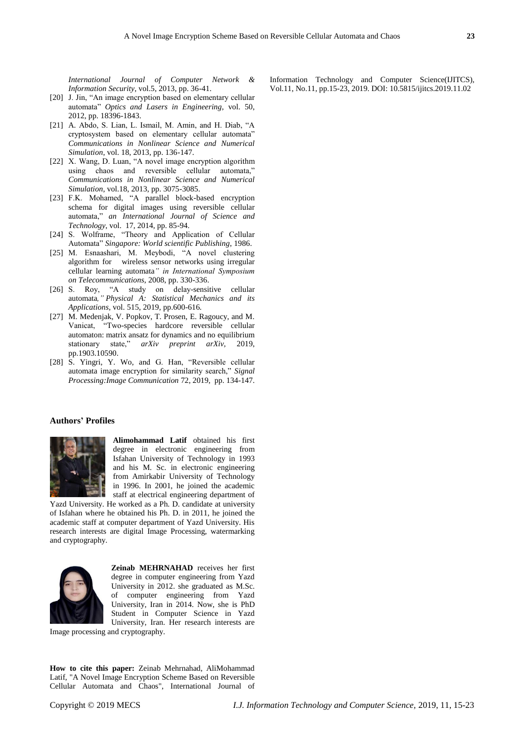*International Journal of Computer Network & Information Security*, vol.5, 2013, pp. 36-41.

[20] J. Jin, "An image encryption based on elementary cellular automata" *Optics and Lasers in Engineering*, vol. 50, 2012, pp. 18396-1843.

[21] A. Abdo, S. Lian, L. Ismail, M. Amin, and H. Diab, "A cryptosystem based on elementary cellular automata" *Communications in Nonlinear Science and Numerical Simulation*, vol. 18, 2013, pp. 136-147.

[22] X. Wang, D. Luan, "A novel image encryption algorithm using chaos and reversible cellular automata," *Communications in Nonlinear Science and Numerical Simulation*, vol.18, 2013, pp. 3075-3085.

[23] F.K. Mohamed, "A parallel block-based encryption schema for digital images using reversible cellular automata," *an International Journal of Science and Technology*, vol. 17, 2014, pp. 85-94.

[24] S. Wolframe, "Theory and Application of Cellular Automata" *Singapore: World scientific Publishing*, 1986.

[25] M. Esnaashari, M. Meybodi, "A novel clustering algorithm for wireless sensor networks using irregular cellular learning automata" *in International Symposium on Telecommunications*, 2008, pp. 330-336.

[26] S. Roy, "A study on delay-sensitive cellular automata," *Physical A: Statistical Mechanics and its Applications*, vol. 515, 2019, pp.600-616.

[27] M. Medenjak, V. Popkov, T. Prosen, E. Ragoucy, and M. Vanicat, "Two-species hardcore reversible cellular automaton: matrix ansatz for dynamics and no equilibrium stationary state," *arXiv preprint arXiv*, 2019, pp.1903.10590.

[28] S. Yingri, Y. Wo, and G. Han, "Reversible cellular automata image encryption for similarity search," *Signal Processing:Image Communication* 72, 2019, pp. 134-147.

## Authors' Profiles

**Alimohammad Latif** obtained his first degree in electronic engineering from Isfahan University of Technology in 1993 and his M. Sc. in electronic engineering from Amirkabir University of Technology in 1996. In 2001, he joined the academic staff at electrical engineering department of Yazd University. He worked as a Ph. D. candidate at university of Isfahan where he obtained his Ph. D. in 2011, he joined the academic staff at computer department of Yazd University. His research interests are digital Image Processing, watermarking and cryptography.

**Zeinab MEHRNAHAD** receives her first degree in computer engineering from Yazd University in 2012. she graduated as M.Sc. of computer engineering from Yazd University, Iran in 2014. Now, she is PhD Student in Computer Science in Yazd University, Iran. Her research interests are Image processing and cryptography.

**How to cite this paper:** Zeinab Mehrnahad, AliMohammad Latif, "A Novel Image Encryption Scheme Based on Reversible Cellular Automata and Chaos", International Journal of Information Technology and Computer Science(IJITCS), Vol.11, No.11, pp.15-23, 2019. DOI: 10.5815/ijitcs.2019.11.02